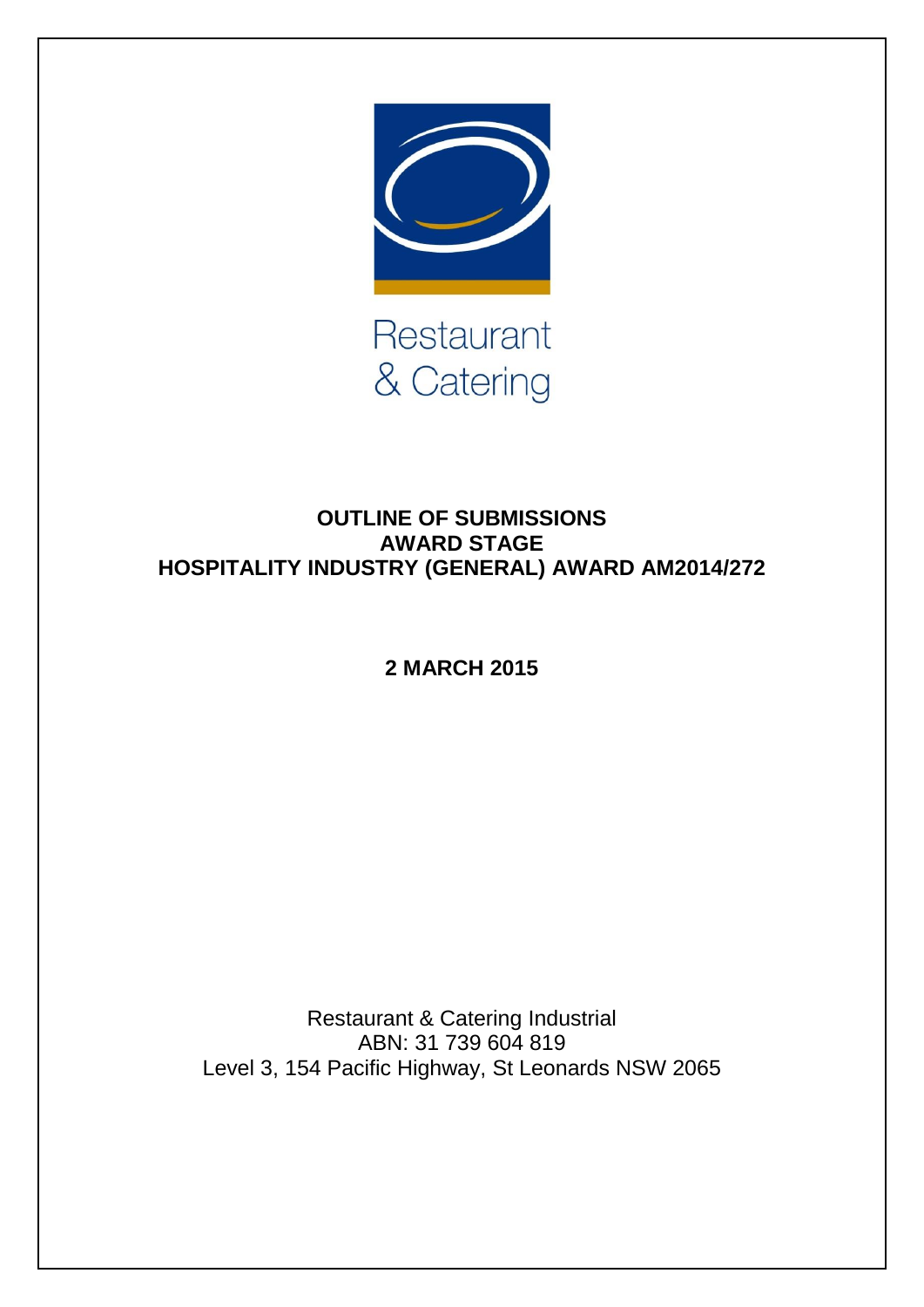Restaurant
& Catering

# OUTLINE OF SUBMISSIONS
# AWARD STAGE
# HOSPITALITY INDUSTRY (GENERAL) AWARD AM2014/272

**2 MARCH 2015**

Restaurant & Catering Industrial
ABN: 31 739 604 819
Level 3, 154 Pacific Highway, St Leonards NSW 2065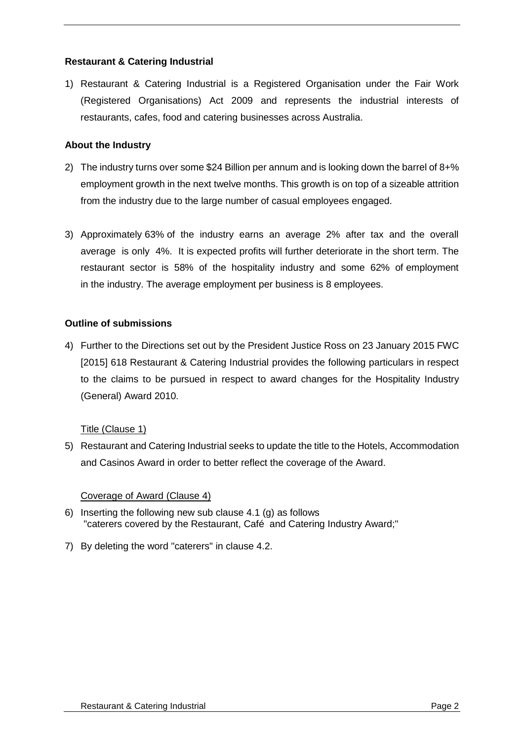**Restaurant & Catering Industrial**

1) Restaurant & Catering Industrial is a Registered Organisation under the Fair Work (Registered Organisations) Act 2009 and represents the industrial interests of restaurants, cafes, food and catering businesses across Australia.

**About the Industry**

2) The industry turns over some $24 Billion per annum and is looking down the barrel of 8+% employment growth in the next twelve months. This growth is on top of a sizeable attrition from the industry due to the large number of casual employees engaged.

3) Approximately 63% of the industry earns an average 2% after tax and the overall average is only 4%. It is expected profits will further deteriorate in the short term. The restaurant sector is 58% of the hospitality industry and some 62% of employment in the industry. The average employment per business is 8 employees.

**Outline of submissions**

4) Further to the Directions set out by the President Justice Ross on 23 January 2015 FWC [2015] 618 Restaurant & Catering Industrial provides the following particulars in respect to the claims to be pursued in respect to award changes for the Hospitality Industry (General) Award 2010.

<u>Title (Clause 1)</u>

5) Restaurant and Catering Industrial seeks to update the title to the Hotels, Accommodation and Casinos Award in order to better reflect the coverage of the Award.

<u>Coverage of Award (Clause 4)</u>

6) Inserting the following new sub clause 4.1 (g) as follows
"caterers covered by the Restaurant, Café and Catering Industry Award;"

7) By deleting the word "caterers" in clause 4.2.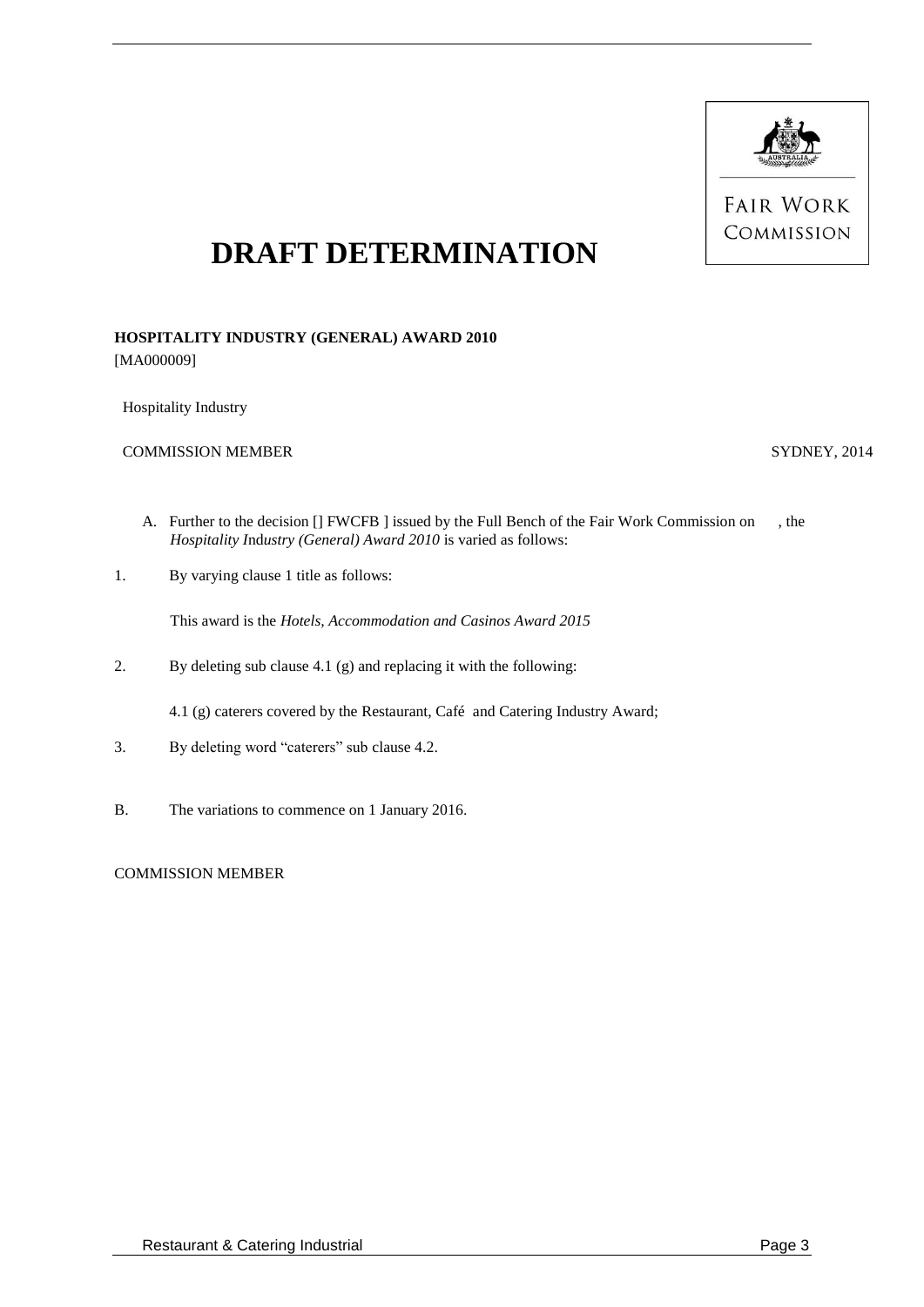FAIR WORK COMMISSION

# DRAFT DETERMINATION

**HOSPITALITY INDUSTRY (GENERAL) AWARD 2010**
[MA000009]

Hospitality Industry

COMMISSION MEMBER SYDNEY, 2014

A. Further to the decision [] FWCFB ] issued by the Full Bench of the Fair Work Commission on , the *Hospitality Industry (General) Award 2010* is varied as follows:

1. By varying clause 1 title as follows:

   This award is the *Hotels, Accommodation and Casinos Award 2015*

2. By deleting sub clause 4.1 (g) and replacing it with the following:

   4.1 (g) caterers covered by the Restaurant, Café and Catering Industry Award;

3. By deleting word "caterers" sub clause 4.2.

B. The variations to commence on 1 January 2016.

COMMISSION MEMBER